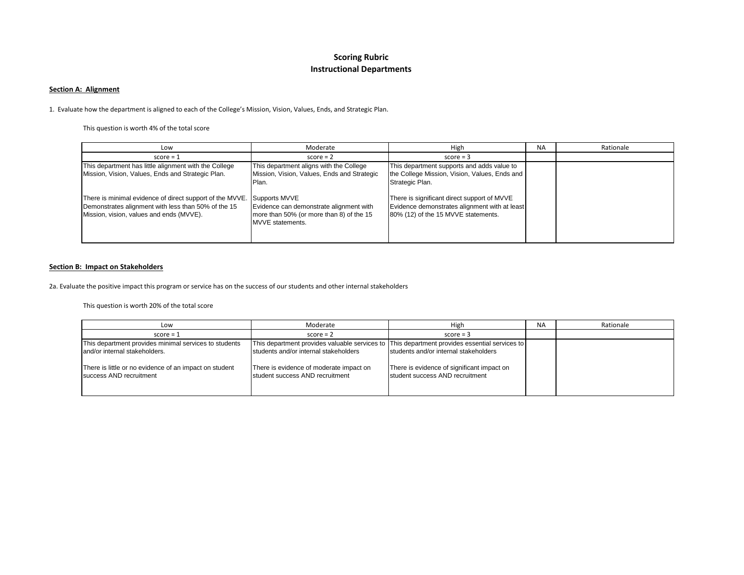# Scoring Rubric
# Instructional Departments

**Section A: Alignment**

1. Evaluate how the department is aligned to each of the College's Mission, Vision, Values, Ends, and Strategic Plan.

This question is worth 4% of the total score

| Low | Moderate | High | NA | Rationale |
|---|---|---|---|---|
| score = 1 | score = 2 | score = 3 | | |
| This department has little alignment with the College Mission, Vision, Values, Ends and Strategic Plan.<br><br>There is minimal evidence of direct support of the MVVE. Demonstrates alignment with less than 50% of the 15 Mission, vision, values and ends (MVVE). | This department aligns with the College Mission, Vision, Values, Ends and Strategic Plan.<br><br>Supports MVVE<br>Evidence can demonstrate alignment with more than 50% (or more than 8) of the 15 MVVE statements. | This department supports and adds value to the College Mission, Vision, Values, Ends and Strategic Plan.<br><br>There is significant direct support of MVVE<br>Evidence demonstrates alignment with at least 80% (12) of the 15 MVVE statements. | | |

**Section B: Impact on Stakeholders**

2a. Evaluate the positive impact this program or service has on the success of our students and other internal stakeholders

This question is worth 20% of the total score

| Low | Moderate | High | NA | Rationale |
|---|---|---|---|---|
| score = 1 | score = 2 | score = 3 | | |
| This department provides minimal services to students and/or internal stakeholders.<br><br>There is little or no evidence of an impact on student success AND recruitment | This department provides valuable services to students and/or internal stakeholders<br><br>There is evidence of moderate impact on student success AND recruitment | This department provides essential services to students and/or internal stakeholders<br><br>There is evidence of significant impact on student success AND recruitment | | |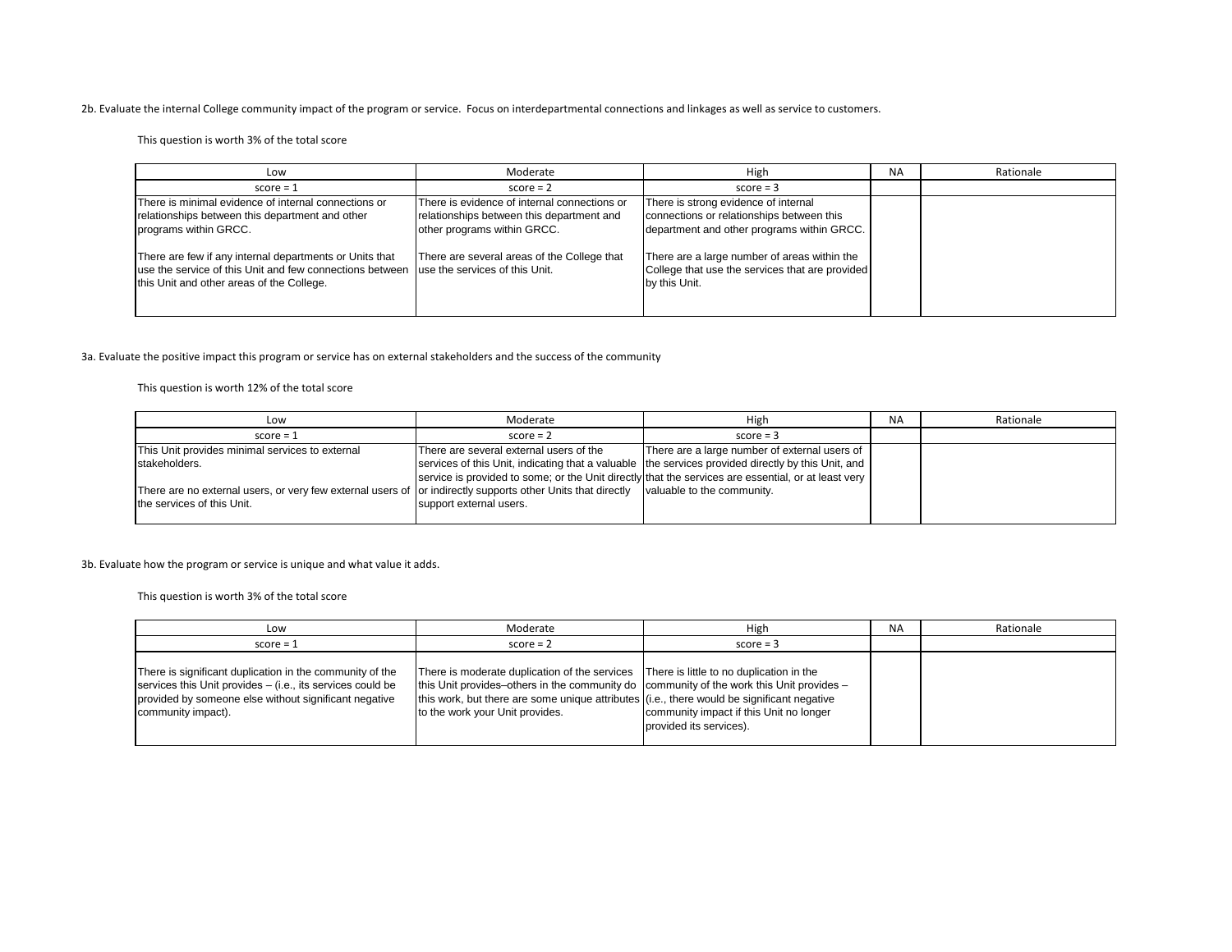2b. Evaluate the internal College community impact of the program or service. Focus on interdepartmental connections and linkages as well as service to customers.

This question is worth 3% of the total score

| Low | Moderate | High | NA | Rationale |
|---|---|---|---|---|
| score = 1 | score = 2 | score = 3 | | |
| There is minimal evidence of internal connections or relationships between this department and other programs within GRCC.<br><br>There are few if any internal departments or Units that use the service of this Unit and few connections between this Unit and other areas of the College. | There is evidence of internal connections or relationships between this department and other programs within GRCC.<br><br>There are several areas of the College that use the services of this Unit. | There is strong evidence of internal connections or relationships between this department and other programs within GRCC.<br><br>There are a large number of areas within the College that use the services that are provided by this Unit. | | |

3a. Evaluate the positive impact this program or service has on external stakeholders and the success of the community

This question is worth 12% of the total score

| Low | Moderate | High | NA | Rationale |
|---|---|---|---|---|
| score = 1 | score = 2 | score = 3 | | |
| This Unit provides minimal services to external stakeholders.<br><br>There are no external users, or very few external users of the services of this Unit. | There are several external users of the services of this Unit, indicating that a valuable service is provided to some; or the Unit directly or indirectly supports other Units that directly support external users. | There are a large number of external users of the services provided directly by this Unit, and that the services are essential, or at least very valuable to the community. | | |

3b. Evaluate how the program or service is unique and what value it adds.

This question is worth 3% of the total score

| Low | Moderate | High | NA | Rationale |
|---|---|---|---|---|
| score = 1 | score = 2 | score = 3 | | |
| There is significant duplication in the community of the services this Unit provides – (i.e., its services could be provided by someone else without significant negative community impact). | There is moderate duplication of the services this Unit provides–others in the community do this work, but there are some unique attributes to the work your Unit provides. | There is little to no duplication in the community of the work this Unit provides – (i.e., there would be significant negative community impact if this Unit no longer provided its services). | | |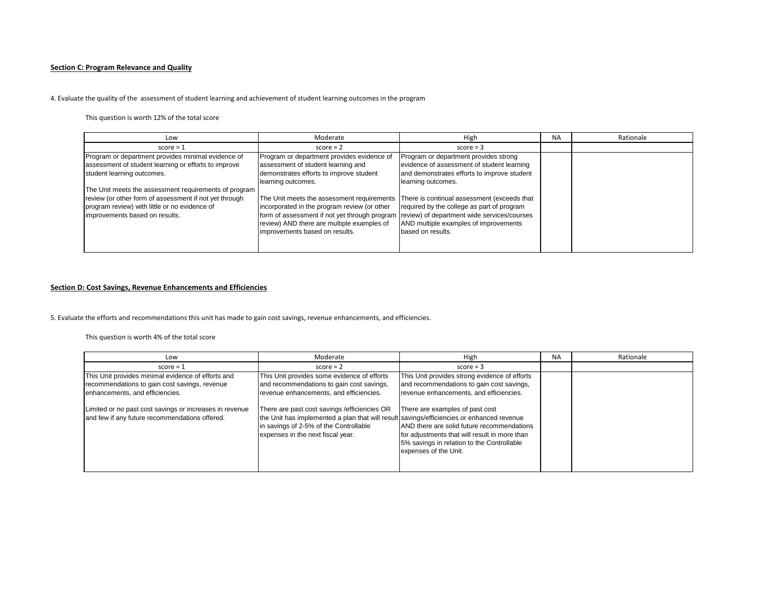**Section C: Program Relevance and Quality**

4. Evaluate the quality of the assessment of student learning and achievement of student learning outcomes in the program

This question is worth 12% of the total score

| Low | Moderate | High | NA | Rationale |
|---|---|---|---|---|
| score = 1 | score = 2 | score = 3 | | |
| Program or department provides minimal evidence of assessment of student learning or efforts to improve student learning outcomes.<br><br>The Unit meets the assessment requirements of program review (or other form of assessment if not yet through program review) with little or no evidence of improvements based on results. | Program or department provides evidence of assessment of student learning and demonstrates efforts to improve student learning outcomes.<br><br>The Unit meets the assessment requirements incorporated in the program review (or other form of assessment if not yet through program review) AND there are multiple examples of improvements based on results. | Program or department provides strong evidence of assessment of student learning and demonstrates efforts to improve student learning outcomes.<br><br>There is continual assessment (exceeds that required by the college as part of program review) of department wide services/courses AND multiple examples of improvements based on results. | | |

**Section D: Cost Savings, Revenue Enhancements and Efficiencies**

5. Evaluate the efforts and recommendations this unit has made to gain cost savings, revenue enhancements, and efficiencies.

This question is worth 4% of the total score

| Low | Moderate | High | NA | Rationale |
|---|---|---|---|---|
| score = 1 | score = 2 | score = 3 | | |
| This Unit provides minimal evidence of efforts and recommendations to gain cost savings, revenue enhancements, and efficiencies.<br><br>Limited or no past cost savings or increases in revenue and few if any future recommendations offered. | This Unit provides some evidence of efforts and recommendations to gain cost savings, revenue enhancements, and efficiencies.<br><br>There are past cost savings /efficiencies OR the Unit has implemented a plan that will result in savings of 2-5% of the Controllable expenses in the next fiscal year. | This Unit provides strong evidence of efforts and recommendations to gain cost savings, revenue enhancements, and efficiencies.<br><br>There are examples of past cost savings/efficiencies or enhanced revenue AND there are solid future recommendations for adjustments that will result in more than 5% savings in relation to the Controllable expenses of the Unit. | | |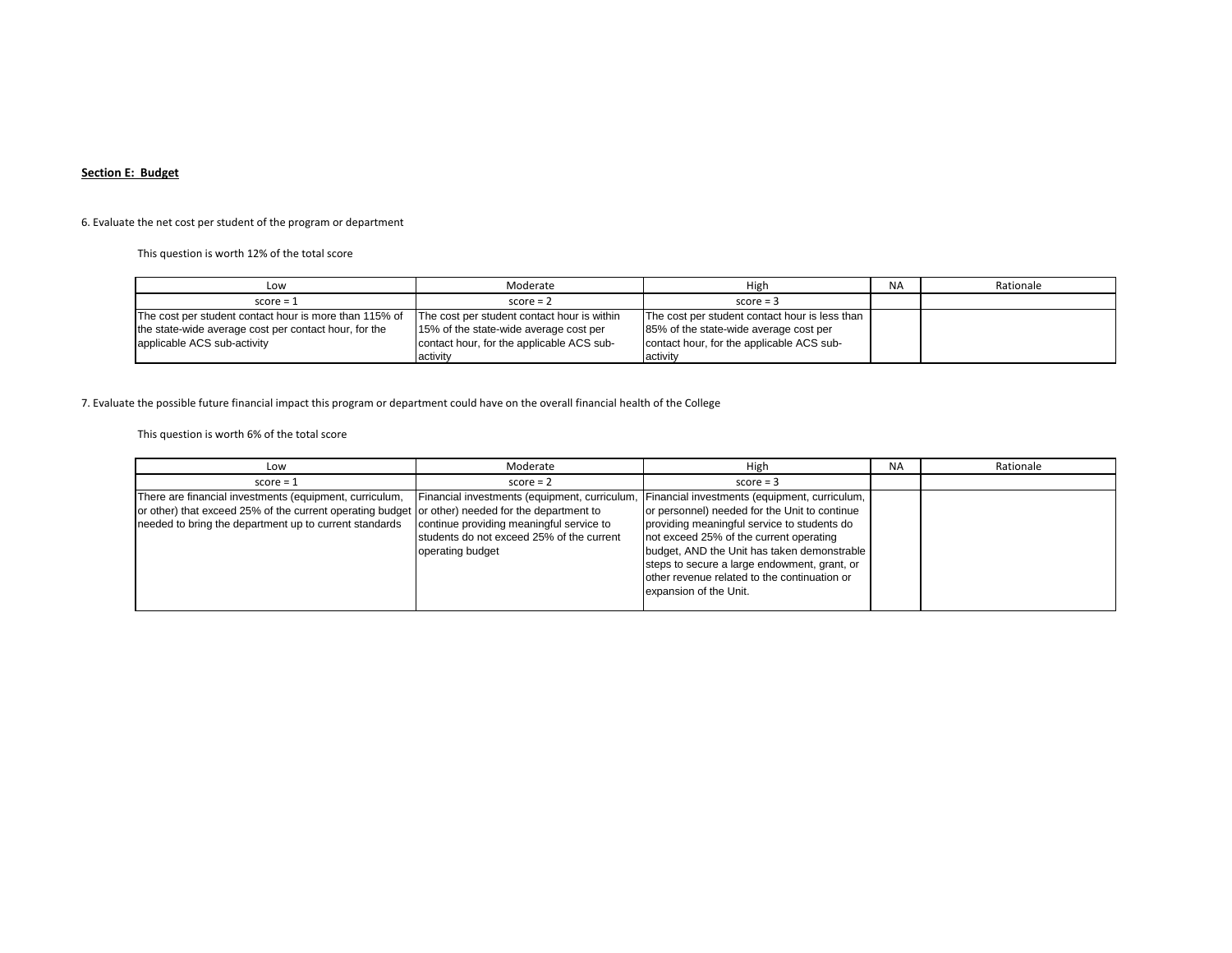**Section E: Budget**

6. Evaluate the net cost per student of the program or department

This question is worth 12% of the total score

| Low | Moderate | High | NA | Rationale |
|---|---|---|---|---|
| score = 1 | score = 2 | score = 3 | | |
| The cost per student contact hour is more than 115% of the state-wide average cost per contact hour, for the applicable ACS sub-activity | The cost per student contact hour is within 15% of the state-wide average cost per contact hour, for the applicable ACS sub-activity | The cost per student contact hour is less than 85% of the state-wide average cost per contact hour, for the applicable ACS sub-activity | | |

7. Evaluate the possible future financial impact this program or department could have on the overall financial health of the College

This question is worth 6% of the total score

| Low | Moderate | High | NA | Rationale |
|---|---|---|---|---|
| score = 1 | score = 2 | score = 3 | | |
| There are financial investments (equipment, curriculum, or other) that exceed 25% of the current operating budget needed to bring the department up to current standards | Financial investments (equipment, curriculum, or other) needed for the department to continue providing meaningful service to students do not exceed 25% of the current operating budget | Financial investments (equipment, curriculum, or personnel) needed for the Unit to continue providing meaningful service to students do not exceed 25% of the current operating budget, AND the Unit has taken demonstrable steps to secure a large endowment, grant, or other revenue related to the continuation or expansion of the Unit. | | |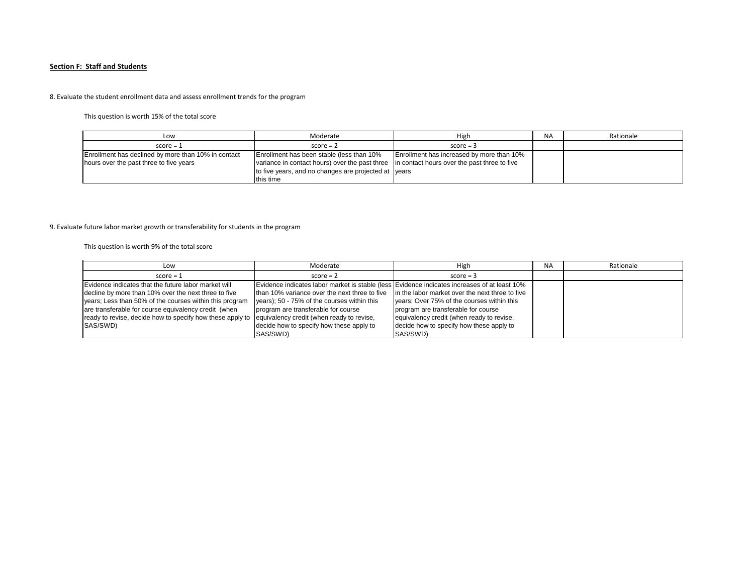**Section F: Staff and Students**

8. Evaluate the student enrollment data and assess enrollment trends for the program

This question is worth 15% of the total score

| Low | Moderate | High | NA | Rationale |
|---|---|---|---|---|
| score = 1 | score = 2 | score = 3 | | |
| Enrollment has declined by more than 10% in contact hours over the past three to five years | Enrollment has been stable (less than 10% variance in contact hours) over the past three to five years, and no changes are projected at this time | Enrollment has increased by more than 10% in contact hours over the past three to five years | | |

9. Evaluate future labor market growth or transferability for students in the program

This question is worth 9% of the total score

| Low | Moderate | High | NA | Rationale |
|---|---|---|---|---|
| score = 1 | score = 2 | score = 3 | | |
| Evidence indicates that the future labor market will decline by more than 10% over the next three to five years; Less than 50% of the courses within this program are transferable for course equivalency credit (when ready to revise, decide how to specify how these apply to SAS/SWD) | Evidence indicates labor market is stable (less than 10% variance over the next three to five years); 50 - 75% of the courses within this program are transferable for course equivalency credit (when ready to revise, decide how to specify how these apply to SAS/SWD) | Evidence indicates increases of at least 10% in the labor market over the next three to five years; Over 75% of the courses within this program are transferable for course equivalency credit (when ready to revise, decide how to specify how these apply to SAS/SWD) | | |